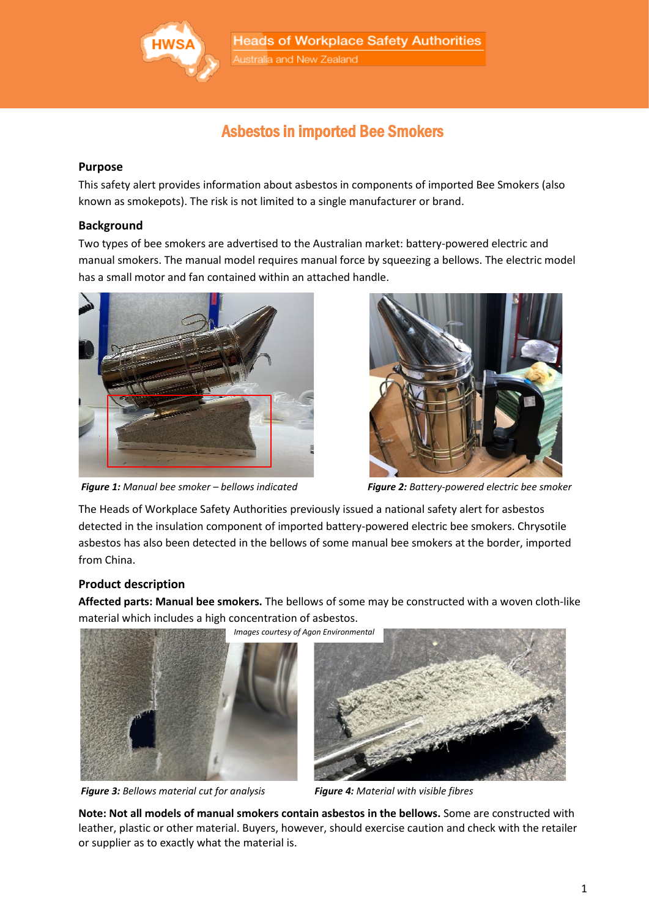Heads of Workplace Safety Authorities
Australia and New Zealand

# Asbestos in imported Bee Smokers

## Purpose

This safety alert provides information about asbestos in components of imported Bee Smokers (also known as smokepots). The risk is not limited to a single manufacturer or brand.

## Background

Two types of bee smokers are advertised to the Australian market: battery-powered electric and manual smokers. The manual model requires manual force by squeezing a bellows. The electric model has a small motor and fan contained within an attached handle.

***Figure 1:*** *Manual bee smoker – bellows indicated*

***Figure 2:*** *Battery-powered electric bee smoker*

The Heads of Workplace Safety Authorities previously issued a national safety alert for asbestos detected in the insulation component of imported battery-powered electric bee smokers. Chrysotile asbestos has also been detected in the bellows of some manual bee smokers at the border, imported from China.

## Product description

**Affected parts: Manual bee smokers.** The bellows of some may be constructed with a woven cloth-like material which includes a high concentration of asbestos.

*Images courtesy of Agon Environmental*

***Figure 3:*** *Bellows material cut for analysis*

***Figure 4:*** *Material with visible fibres*

**Note: Not all models of manual smokers contain asbestos in the bellows.** Some are constructed with leather, plastic or other material. Buyers, however, should exercise caution and check with the retailer or supplier as to exactly what the material is.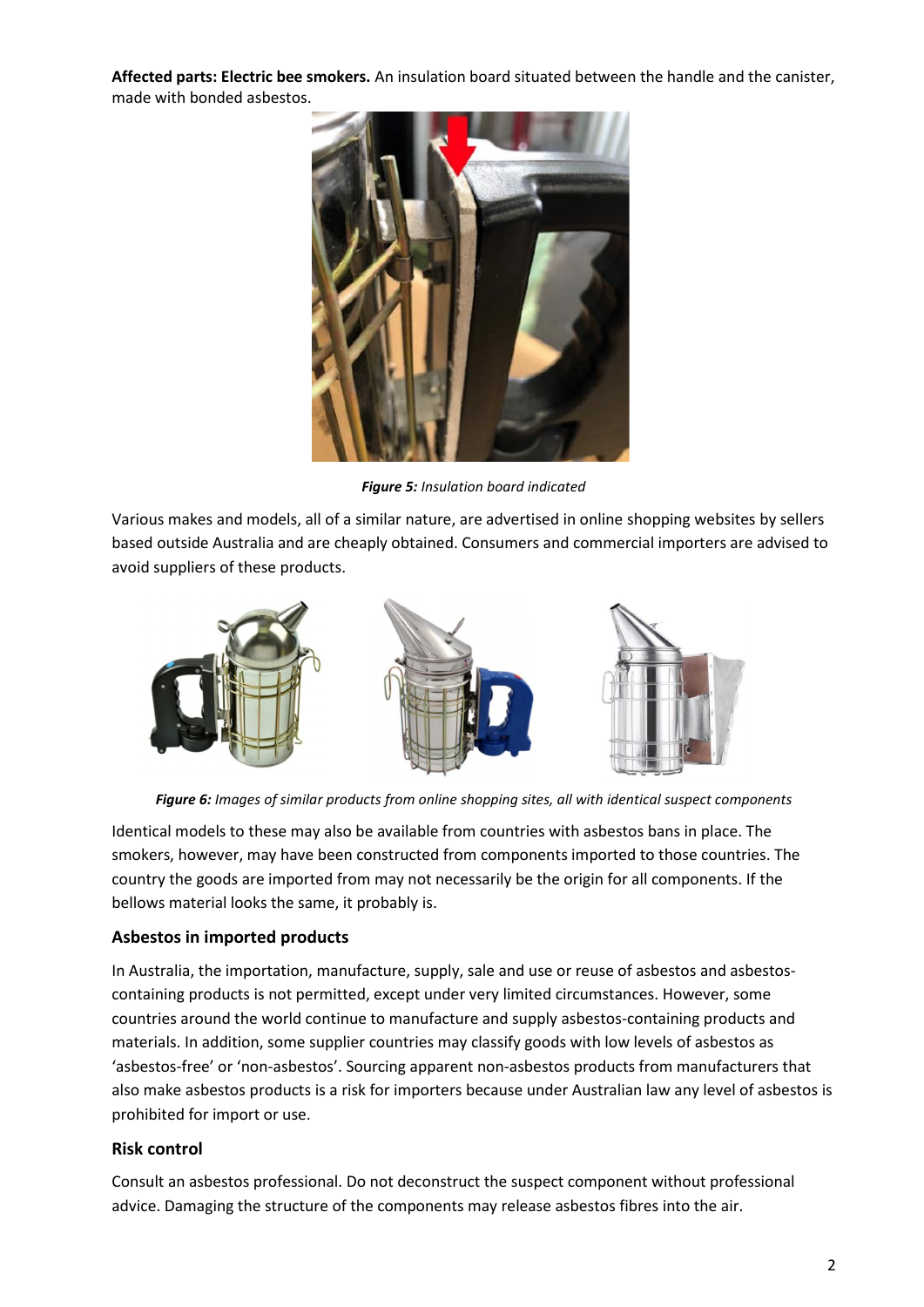**Affected parts: Electric bee smokers.** An insulation board situated between the handle and the canister, made with bonded asbestos.

***Figure 5:*** *Insulation board indicated*

Various makes and models, all of a similar nature, are advertised in online shopping websites by sellers based outside Australia and are cheaply obtained. Consumers and commercial importers are advised to avoid suppliers of these products.

***Figure 6:*** *Images of similar products from online shopping sites, all with identical suspect components*

Identical models to these may also be available from countries with asbestos bans in place. The smokers, however, may have been constructed from components imported to those countries. The country the goods are imported from may not necessarily be the origin for all components. If the bellows material looks the same, it probably is.

### Asbestos in imported products

In Australia, the importation, manufacture, supply, sale and use or reuse of asbestos and asbestos-containing products is not permitted, except under very limited circumstances. However, some countries around the world continue to manufacture and supply asbestos-containing products and materials. In addition, some supplier countries may classify goods with low levels of asbestos as 'asbestos-free' or 'non-asbestos'. Sourcing apparent non-asbestos products from manufacturers that also make asbestos products is a risk for importers because under Australian law any level of asbestos is prohibited for import or use.

### Risk control

Consult an asbestos professional. Do not deconstruct the suspect component without professional advice. Damaging the structure of the components may release asbestos fibres into the air.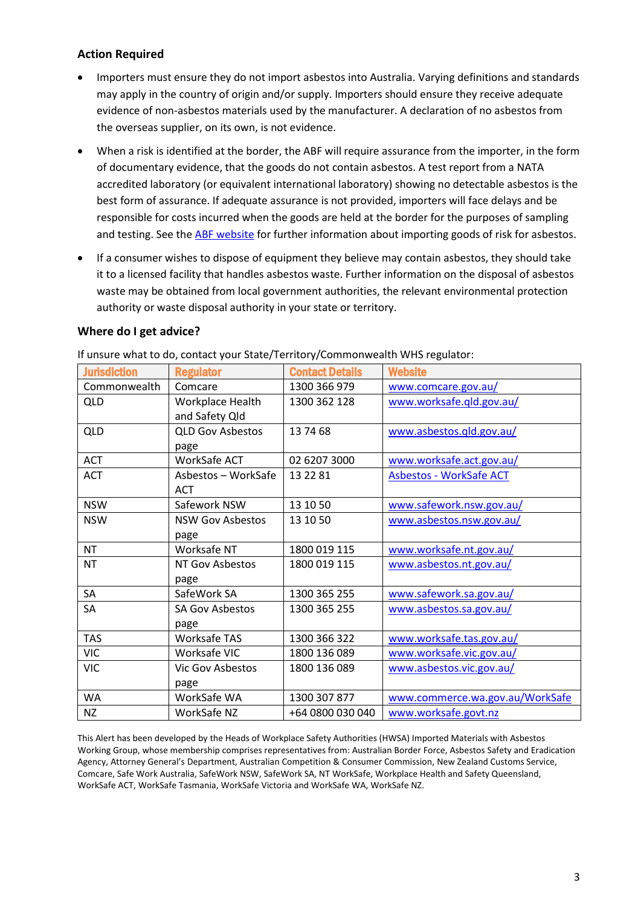### Action Required

- Importers must ensure they do not import asbestos into Australia. Varying definitions and standards may apply in the country of origin and/or supply. Importers should ensure they receive adequate evidence of non-asbestos materials used by the manufacturer. A declaration of no asbestos from the overseas supplier, on its own, is not evidence.
- When a risk is identified at the border, the ABF will require assurance from the importer, in the form of documentary evidence, that the goods do not contain asbestos. A test report from a NATA accredited laboratory (or equivalent international laboratory) showing no detectable asbestos is the best form of assurance. If adequate assurance is not provided, importers will face delays and be responsible for costs incurred when the goods are held at the border for the purposes of sampling and testing. See the ABF website for further information about importing goods of risk for asbestos.
- If a consumer wishes to dispose of equipment they believe may contain asbestos, they should take it to a licensed facility that handles asbestos waste. Further information on the disposal of asbestos waste may be obtained from local government authorities, the relevant environmental protection authority or waste disposal authority in your state or territory.

### Where do I get advice?

If unsure what to do, contact your State/Territory/Commonwealth WHS regulator:

| Jurisdiction | Regulator | Contact Details | Website |
|---|---|---|---|
| Commonwealth | Comcare | 1300 366 979 | www.comcare.gov.au/ |
| QLD | Workplace Health and Safety Qld | 1300 362 128 | www.worksafe.qld.gov.au/ |
| QLD | QLD Gov Asbestos page | 13 74 68 | www.asbestos.qld.gov.au/ |
| ACT | WorkSafe ACT | 02 6207 3000 | www.worksafe.act.gov.au/ |
| ACT | Asbestos – WorkSafe ACT | 13 22 81 | Asbestos - WorkSafe ACT |
| NSW | Safework NSW | 13 10 50 | www.safework.nsw.gov.au/ |
| NSW | NSW Gov Asbestos page | 13 10 50 | www.asbestos.nsw.gov.au/ |
| NT | Worksafe NT | 1800 019 115 | www.worksafe.nt.gov.au/ |
| NT | NT Gov Asbestos page | 1800 019 115 | www.asbestos.nt.gov.au/ |
| SA | SafeWork SA | 1300 365 255 | www.safework.sa.gov.au/ |
| SA | SA Gov Asbestos page | 1300 365 255 | www.asbestos.sa.gov.au/ |
| TAS | Worksafe TAS | 1300 366 322 | www.worksafe.tas.gov.au/ |
| VIC | Worksafe VIC | 1800 136 089 | www.worksafe.vic.gov.au/ |
| VIC | Vic Gov Asbestos page | 1800 136 089 | www.asbestos.vic.gov.au/ |
| WA | WorkSafe WA | 1300 307 877 | www.commerce.wa.gov.au/WorkSafe |
| NZ | WorkSafe NZ | +64 0800 030 040 | www.worksafe.govt.nz |

This Alert has been developed by the Heads of Workplace Safety Authorities (HWSA) Imported Materials with Asbestos Working Group, whose membership comprises representatives from: Australian Border Force, Asbestos Safety and Eradication Agency, Attorney General's Department, Australian Competition & Consumer Commission, New Zealand Customs Service, Comcare, Safe Work Australia, SafeWork NSW, SafeWork SA, NT WorkSafe, Workplace Health and Safety Queensland, WorkSafe ACT, WorkSafe Tasmania, WorkSafe Victoria and WorkSafe WA, WorkSafe NZ.